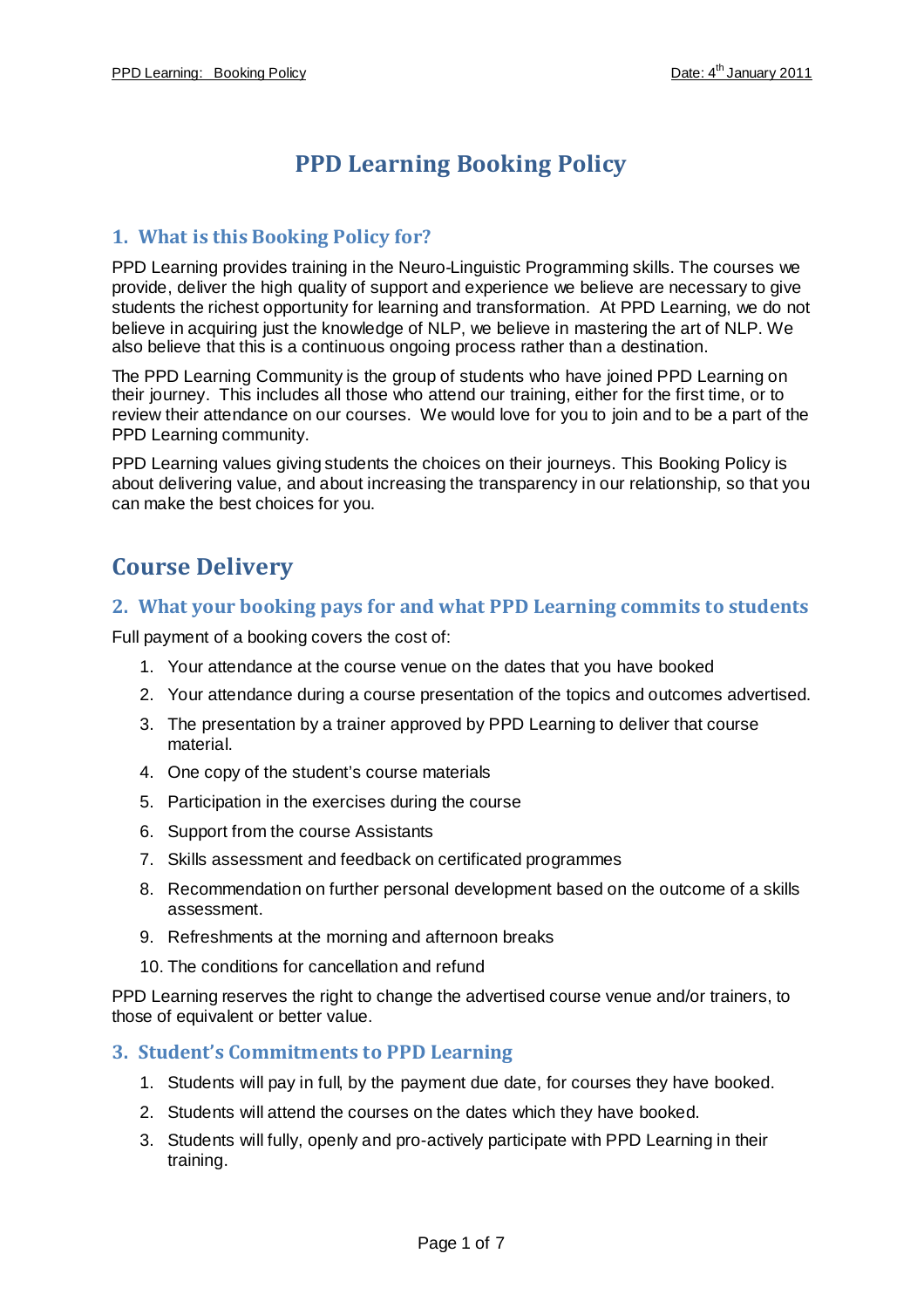# PPD Learning Booking Policy

## 1. What is this Booking Policy for?

PPD Learning provides training in the Neuro-Linguistic Programming skills. The courses we provide, deliver the high quality of support and experience we believe are necessary to give students the richest opportunity for learning and transformation. At PPD Learning, we do not believe in acquiring just the knowledge of NLP, we believe in mastering the art of NLP. We also believe that this is a continuous ongoing process rather than a destination.

The PPD Learning Community is the group of students who have joined PPD Learning on their journey. This includes all those who attend our training, either for the first time, or to review their attendance on our courses. We would love for you to join and to be a part of the PPD Learning community.

PPD Learning values giving students the choices on their journeys. This Booking Policy is about delivering value, and about increasing the transparency in our relationship, so that you can make the best choices for you.

# Course Delivery

## 2. What your booking pays for and what PPD Learning commits to students

Full payment of a booking covers the cost of:

1. Your attendance at the course venue on the dates that you have booked
2. Your attendance during a course presentation of the topics and outcomes advertised.
3. The presentation by a trainer approved by PPD Learning to deliver that course material.
4. One copy of the student's course materials
5. Participation in the exercises during the course
6. Support from the course Assistants
7. Skills assessment and feedback on certificated programmes
8. Recommendation on further personal development based on the outcome of a skills assessment.
9. Refreshments at the morning and afternoon breaks
10. The conditions for cancellation and refund

PPD Learning reserves the right to change the advertised course venue and/or trainers, to those of equivalent or better value.

## 3. Student's Commitments to PPD Learning

1. Students will pay in full, by the payment due date, for courses they have booked.
2. Students will attend the courses on the dates which they have booked.
3. Students will fully, openly and pro-actively participate with PPD Learning in their training.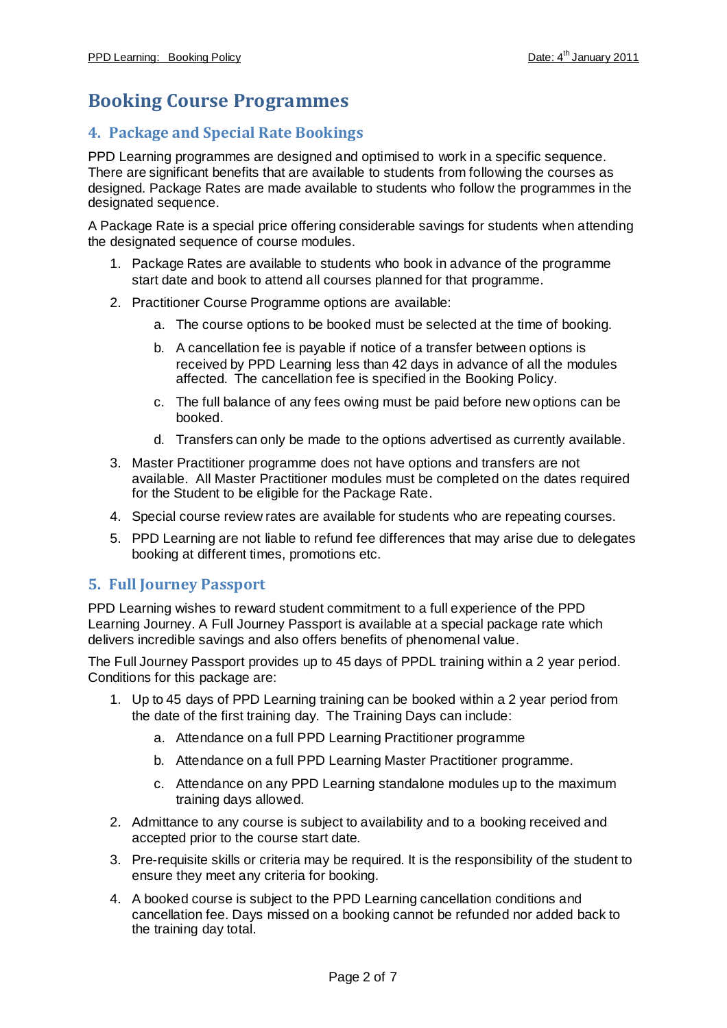# Booking Course Programmes

## 4. Package and Special Rate Bookings

PPD Learning programmes are designed and optimised to work in a specific sequence. There are significant benefits that are available to students from following the courses as designed. Package Rates are made available to students who follow the programmes in the designated sequence.

A Package Rate is a special price offering considerable savings for students when attending the designated sequence of course modules.

1. Package Rates are available to students who book in advance of the programme start date and book to attend all courses planned for that programme.
2. Practitioner Course Programme options are available:
   a. The course options to be booked must be selected at the time of booking.
   b. A cancellation fee is payable if notice of a transfer between options is received by PPD Learning less than 42 days in advance of all the modules affected. The cancellation fee is specified in the Booking Policy.
   c. The full balance of any fees owing must be paid before new options can be booked.
   d. Transfers can only be made to the options advertised as currently available.
3. Master Practitioner programme does not have options and transfers are not available. All Master Practitioner modules must be completed on the dates required for the Student to be eligible for the Package Rate.
4. Special course review rates are available for students who are repeating courses.
5. PPD Learning are not liable to refund fee differences that may arise due to delegates booking at different times, promotions etc.

## 5. Full Journey Passport

PPD Learning wishes to reward student commitment to a full experience of the PPD Learning Journey. A Full Journey Passport is available at a special package rate which delivers incredible savings and also offers benefits of phenomenal value.

The Full Journey Passport provides up to 45 days of PPDL training within a 2 year period. Conditions for this package are:

1. Up to 45 days of PPD Learning training can be booked within a 2 year period from the date of the first training day. The Training Days can include:
   a. Attendance on a full PPD Learning Practitioner programme
   b. Attendance on a full PPD Learning Master Practitioner programme.
   c. Attendance on any PPD Learning standalone modules up to the maximum training days allowed.
2. Admittance to any course is subject to availability and to a booking received and accepted prior to the course start date.
3. Pre-requisite skills or criteria may be required. It is the responsibility of the student to ensure they meet any criteria for booking.
4. A booked course is subject to the PPD Learning cancellation conditions and cancellation fee. Days missed on a booking cannot be refunded nor added back to the training day total.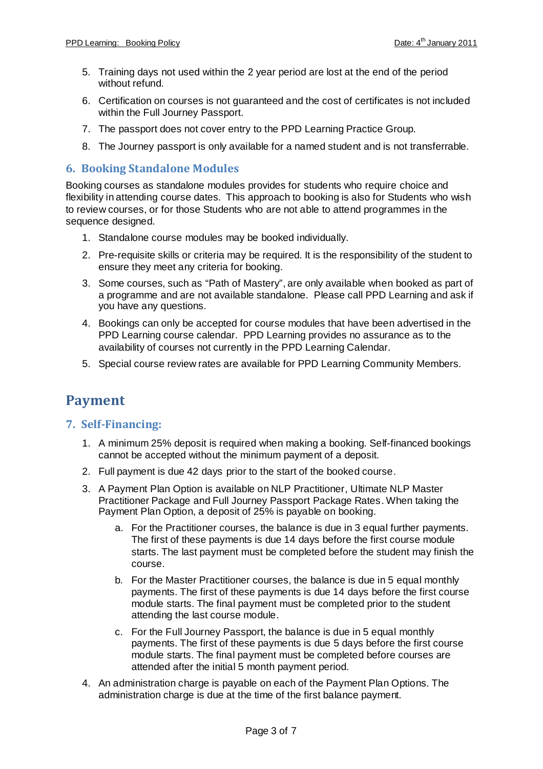5. Training days not used within the 2 year period are lost at the end of the period without refund.
6. Certification on courses is not guaranteed and the cost of certificates is not included within the Full Journey Passport.
7. The passport does not cover entry to the PPD Learning Practice Group.
8. The Journey passport is only available for a named student and is not transferrable.

### 6. Booking Standalone Modules

Booking courses as standalone modules provides for students who require choice and flexibility in attending course dates. This approach to booking is also for Students who wish to review courses, or for those Students who are not able to attend programmes in the sequence designed.

1. Standalone course modules may be booked individually.
2. Pre-requisite skills or criteria may be required. It is the responsibility of the student to ensure they meet any criteria for booking.
3. Some courses, such as "Path of Mastery", are only available when booked as part of a programme and are not available standalone. Please call PPD Learning and ask if you have any questions.
4. Bookings can only be accepted for course modules that have been advertised in the PPD Learning course calendar. PPD Learning provides no assurance as to the availability of courses not currently in the PPD Learning Calendar.
5. Special course review rates are available for PPD Learning Community Members.

## Payment

### 7. Self-Financing:

1. A minimum 25% deposit is required when making a booking. Self-financed bookings cannot be accepted without the minimum payment of a deposit.
2. Full payment is due 42 days prior to the start of the booked course.
3. A Payment Plan Option is available on NLP Practitioner, Ultimate NLP Master Practitioner Package and Full Journey Passport Package Rates. When taking the Payment Plan Option, a deposit of 25% is payable on booking.
   a. For the Practitioner courses, the balance is due in 3 equal further payments. The first of these payments is due 14 days before the first course module starts. The last payment must be completed before the student may finish the course.
   b. For the Master Practitioner courses, the balance is due in 5 equal monthly payments. The first of these payments is due 14 days before the first course module starts. The final payment must be completed prior to the student attending the last course module.
   c. For the Full Journey Passport, the balance is due in 5 equal monthly payments. The first of these payments is due 5 days before the first course module starts. The final payment must be completed before courses are attended after the initial 5 month payment period.
4. An administration charge is payable on each of the Payment Plan Options. The administration charge is due at the time of the first balance payment.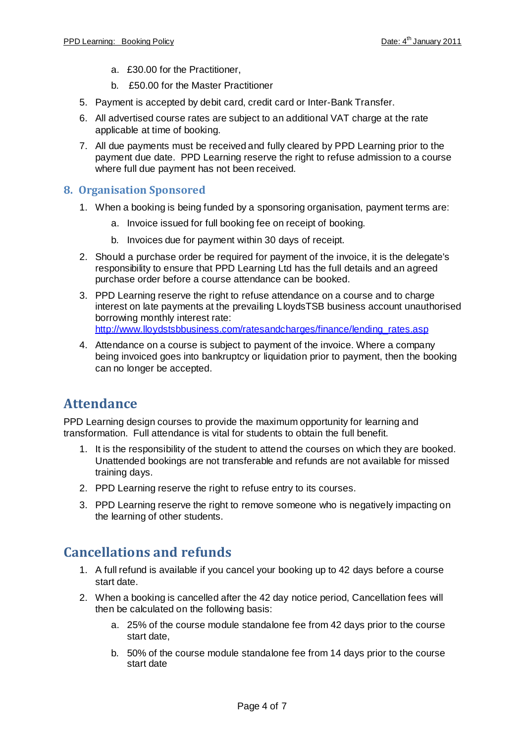a. £30.00 for the Practitioner,
   b. £50.00 for the Master Practitioner

5. Payment is accepted by debit card, credit card or Inter-Bank Transfer.
6. All advertised course rates are subject to an additional VAT charge at the rate applicable at time of booking.
7. All due payments must be received and fully cleared by PPD Learning prior to the payment due date. PPD Learning reserve the right to refuse admission to a course where full due payment has not been received.

### 8. Organisation Sponsored

1. When a booking is being funded by a sponsoring organisation, payment terms are:
   a. Invoice issued for full booking fee on receipt of booking.
   b. Invoices due for payment within 30 days of receipt.
2. Should a purchase order be required for payment of the invoice, it is the delegate's responsibility to ensure that PPD Learning Ltd has the full details and an agreed purchase order before a course attendance can be booked.
3. PPD Learning reserve the right to refuse attendance on a course and to charge interest on late payments at the prevailing LloydsTSB business account unauthorised borrowing monthly interest rate: http://www.lloydstsbbusiness.com/ratesandcharges/finance/lending_rates.asp
4. Attendance on a course is subject to payment of the invoice. Where a company being invoiced goes into bankruptcy or liquidation prior to payment, then the booking can no longer be accepted.

## Attendance

PPD Learning design courses to provide the maximum opportunity for learning and transformation. Full attendance is vital for students to obtain the full benefit.

1. It is the responsibility of the student to attend the courses on which they are booked. Unattended bookings are not transferable and refunds are not available for missed training days.
2. PPD Learning reserve the right to refuse entry to its courses.
3. PPD Learning reserve the right to remove someone who is negatively impacting on the learning of other students.

## Cancellations and refunds

1. A full refund is available if you cancel your booking up to 42 days before a course start date.
2. When a booking is cancelled after the 42 day notice period, Cancellation fees will then be calculated on the following basis:
   a. 25% of the course module standalone fee from 42 days prior to the course start date,
   b. 50% of the course module standalone fee from 14 days prior to the course start date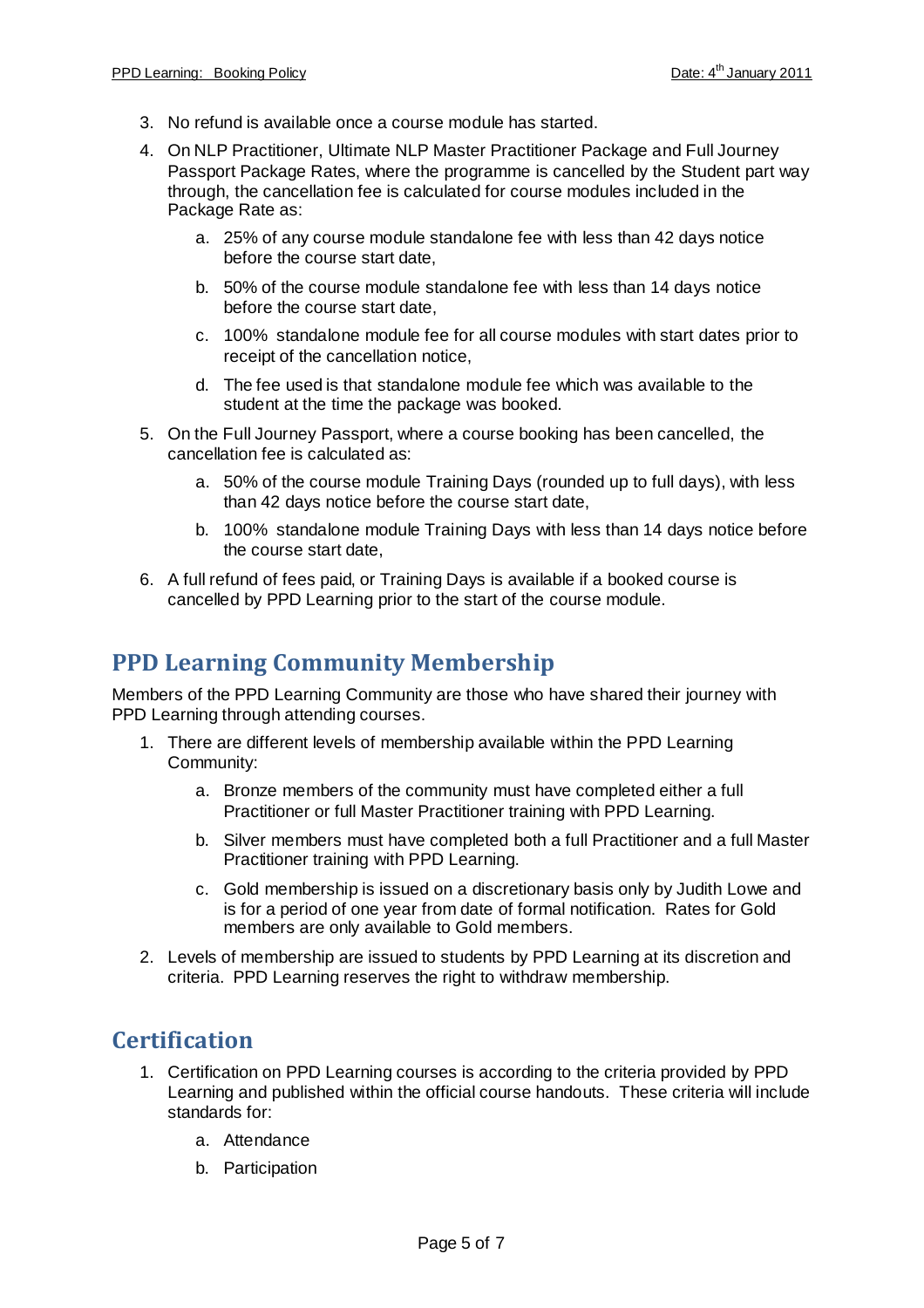3. No refund is available once a course module has started.
4. On NLP Practitioner, Ultimate NLP Master Practitioner Package and Full Journey Passport Package Rates, where the programme is cancelled by the Student part way through, the cancellation fee is calculated for course modules included in the Package Rate as:
    a. 25% of any course module standalone fee with less than 42 days notice before the course start date,
    b. 50% of the course module standalone fee with less than 14 days notice before the course start date,
    c. 100% standalone module fee for all course modules with start dates prior to receipt of the cancellation notice,
    d. The fee used is that standalone module fee which was available to the student at the time the package was booked.
5. On the Full Journey Passport, where a course booking has been cancelled, the cancellation fee is calculated as:
    a. 50% of the course module Training Days (rounded up to full days), with less than 42 days notice before the course start date,
    b. 100% standalone module Training Days with less than 14 days notice before the course start date,
6. A full refund of fees paid, or Training Days is available if a booked course is cancelled by PPD Learning prior to the start of the course module.

## PPD Learning Community Membership

Members of the PPD Learning Community are those who have shared their journey with PPD Learning through attending courses.

1. There are different levels of membership available within the PPD Learning Community:
    a. Bronze members of the community must have completed either a full Practitioner or full Master Practitioner training with PPD Learning.
    b. Silver members must have completed both a full Practitioner and a full Master Practitioner training with PPD Learning.
    c. Gold membership is issued on a discretionary basis only by Judith Lowe and is for a period of one year from date of formal notification. Rates for Gold members are only available to Gold members.
2. Levels of membership are issued to students by PPD Learning at its discretion and criteria. PPD Learning reserves the right to withdraw membership.

## Certification

1. Certification on PPD Learning courses is according to the criteria provided by PPD Learning and published within the official course handouts. These criteria will include standards for:
    a. Attendance
    b. Participation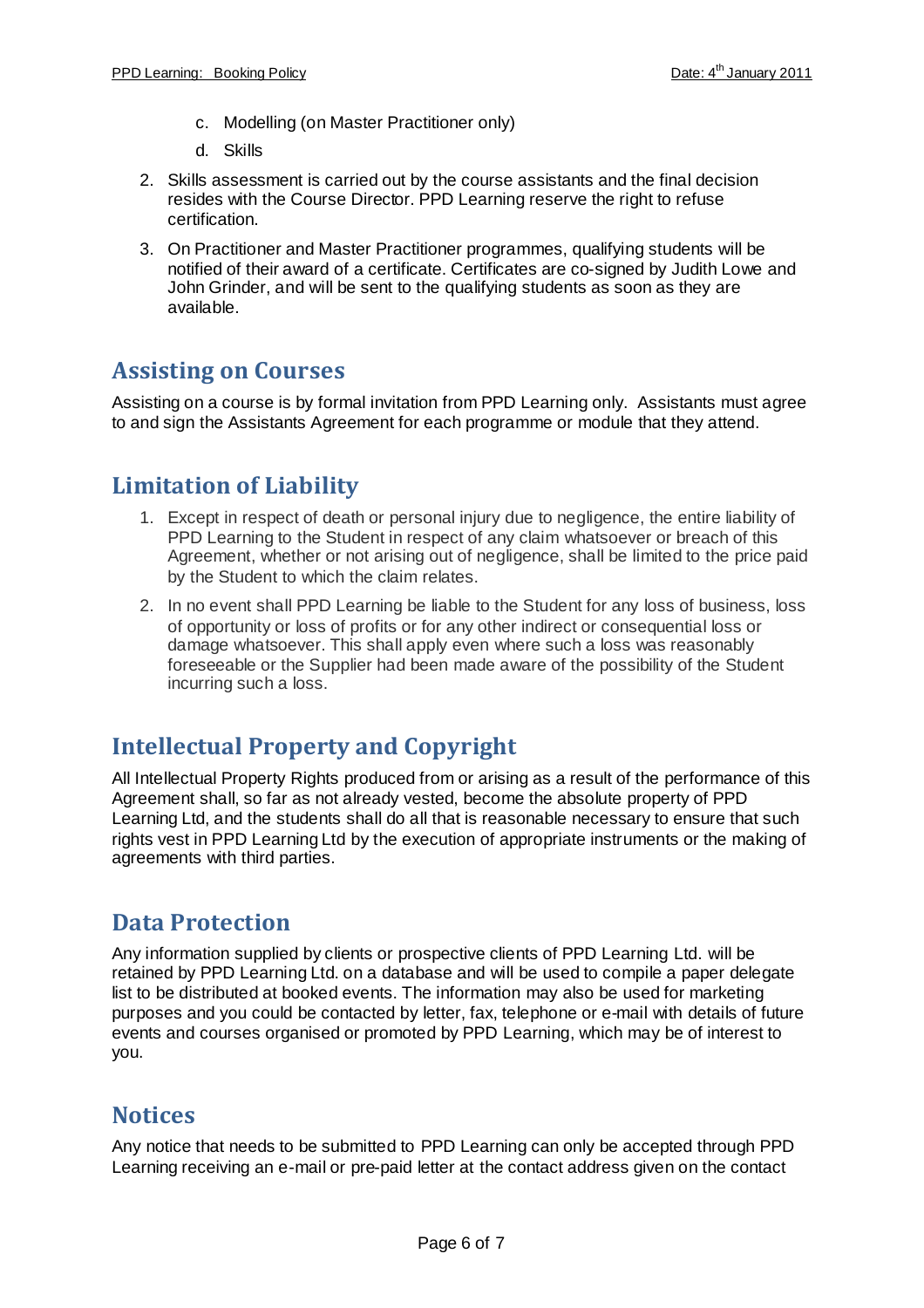c. Modelling (on Master Practitioner only)
   d. Skills

2. Skills assessment is carried out by the course assistants and the final decision resides with the Course Director. PPD Learning reserve the right to refuse certification.
3. On Practitioner and Master Practitioner programmes, qualifying students will be notified of their award of a certificate. Certificates are co-signed by Judith Lowe and John Grinder, and will be sent to the qualifying students as soon as they are available.

## Assisting on Courses

Assisting on a course is by formal invitation from PPD Learning only. Assistants must agree to and sign the Assistants Agreement for each programme or module that they attend.

## Limitation of Liability

1. Except in respect of death or personal injury due to negligence, the entire liability of PPD Learning to the Student in respect of any claim whatsoever or breach of this Agreement, whether or not arising out of negligence, shall be limited to the price paid by the Student to which the claim relates.
2. In no event shall PPD Learning be liable to the Student for any loss of business, loss of opportunity or loss of profits or for any other indirect or consequential loss or damage whatsoever. This shall apply even where such a loss was reasonably foreseeable or the Supplier had been made aware of the possibility of the Student incurring such a loss.

## Intellectual Property and Copyright

All Intellectual Property Rights produced from or arising as a result of the performance of this Agreement shall, so far as not already vested, become the absolute property of PPD Learning Ltd, and the students shall do all that is reasonable necessary to ensure that such rights vest in PPD Learning Ltd by the execution of appropriate instruments or the making of agreements with third parties.

## Data Protection

Any information supplied by clients or prospective clients of PPD Learning Ltd. will be retained by PPD Learning Ltd. on a database and will be used to compile a paper delegate list to be distributed at booked events. The information may also be used for marketing purposes and you could be contacted by letter, fax, telephone or e-mail with details of future events and courses organised or promoted by PPD Learning, which may be of interest to you.

## Notices

Any notice that needs to be submitted to PPD Learning can only be accepted through PPD Learning receiving an e-mail or pre-paid letter at the contact address given on the contact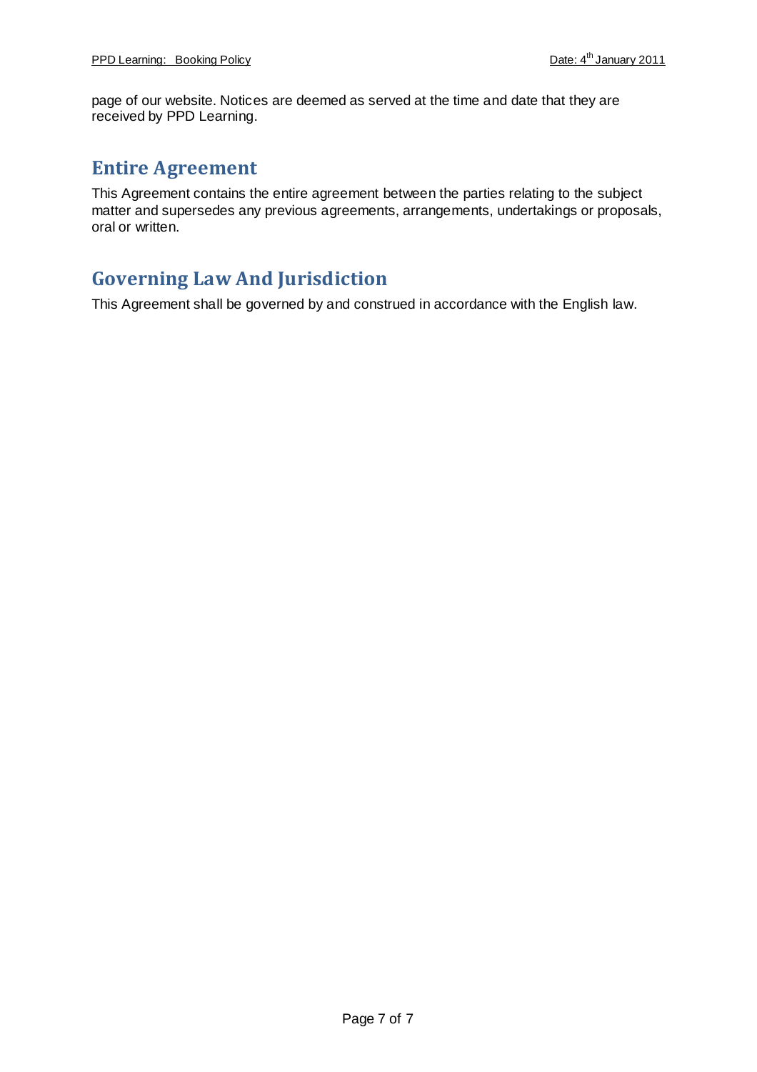page of our website. Notices are deemed as served at the time and date that they are received by PPD Learning.

## Entire Agreement

This Agreement contains the entire agreement between the parties relating to the subject matter and supersedes any previous agreements, arrangements, undertakings or proposals, oral or written.

## Governing Law And Jurisdiction

This Agreement shall be governed by and construed in accordance with the English law.